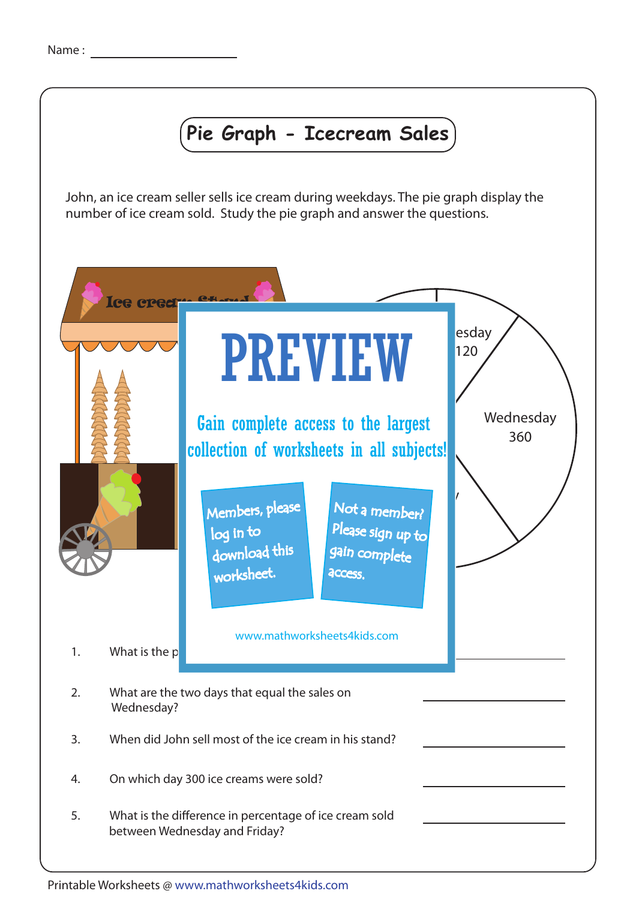Name : ____________________

# Pie Graph - Icecream Sales

John, an ice cream seller sells ice cream during weekdays. The pie graph display the number of ice cream sold. Study the pie graph and answer the questions.

esday
120

Wednesday
360

PREVIEW

Gain complete access to the largest collection of worksheets in all subjects!

Members, please log in to download this worksheet.

Not a member? Please sign up to gain complete access.

www.mathworksheets4kids.com

1. What is the p ____________________

2. What are the two days that equal the sales on Wednesday? ____________________

3. When did John sell most of the ice cream in his stand? ____________________

4. On which day 300 ice creams were sold? ____________________

5. What is the difference in percentage of ice cream sold between Wednesday and Friday? ____________________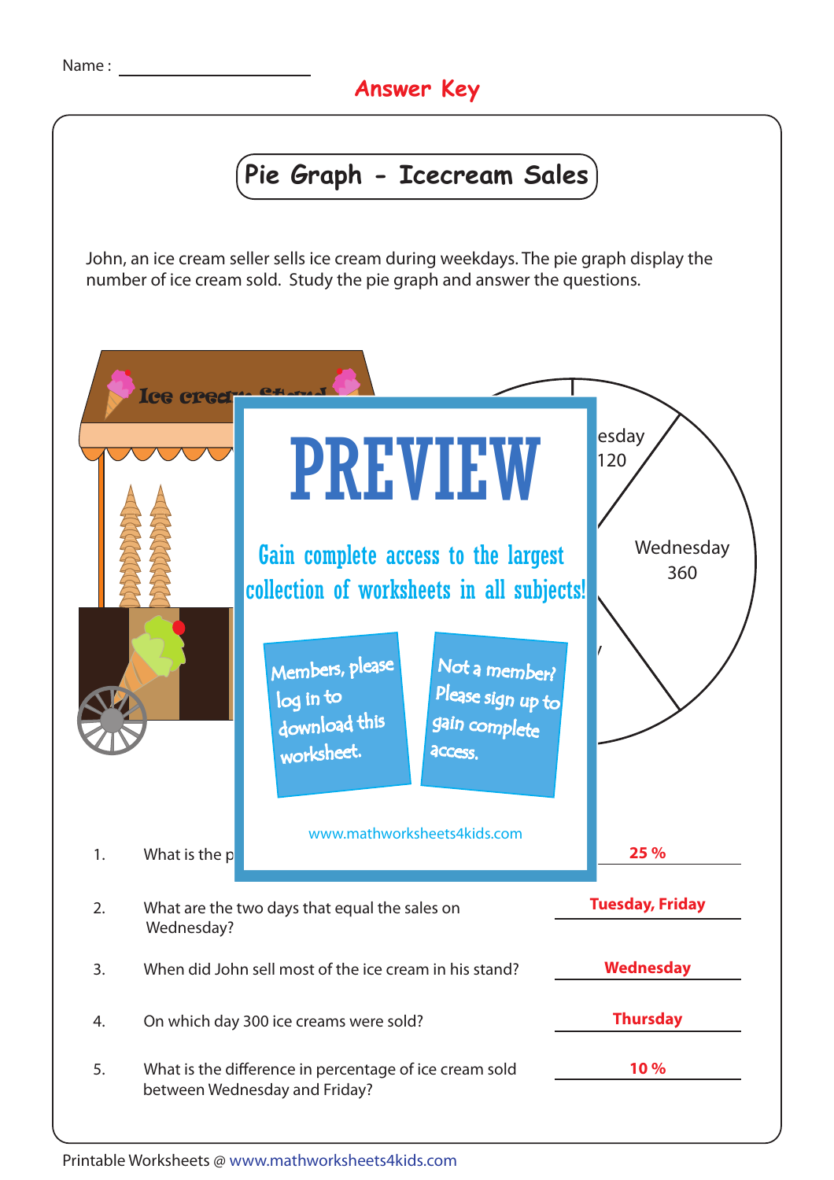Name :

Answer Key

# Pie Graph - Icecream Sales

John, an ice cream seller sells ice cream during weekdays. The pie graph display the number of ice cream sold. Study the pie graph and answer the questions.

Ice cream Stand

esday
120

Wednesday
360

PREVIEW

Gain complete access to the largest collection of worksheets in all subjects!

Members, please log in to download this worksheet.

Not a member? Please sign up to gain complete access.

www.mathworksheets4kids.com

1. What is the p **25 %**

2. What are the two days that equal the sales on Wednesday? **Tuesday, Friday**

3. When did John sell most of the ice cream in his stand? **Wednesday**

4. On which day 300 ice creams were sold? **Thursday**

5. What is the difference in percentage of ice cream sold between Wednesday and Friday? **10 %**

Printable Worksheets @ www.mathworksheets4kids.com